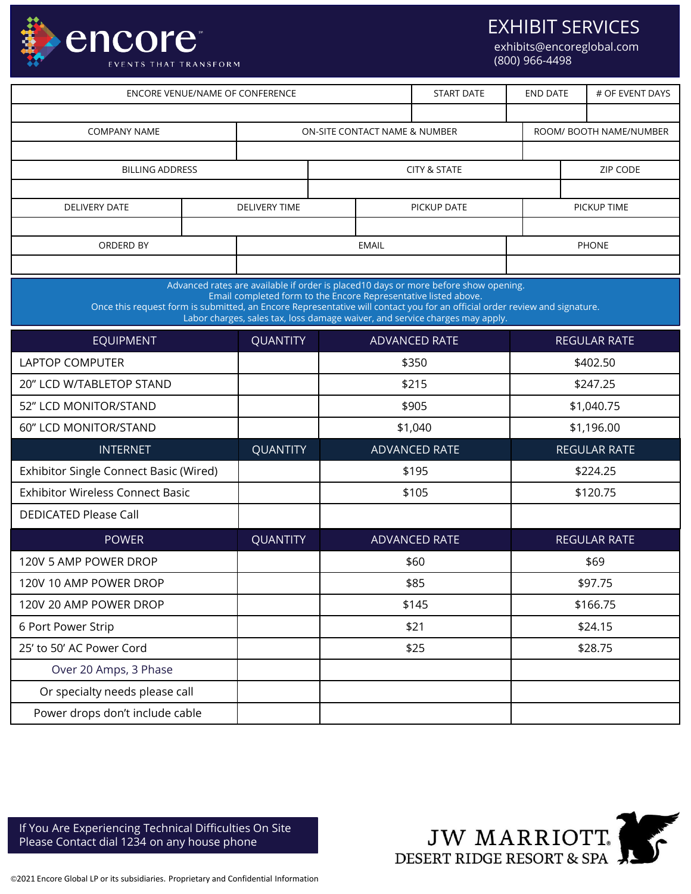# encore

EVENTS THAT TRANSFORM

## EXHIBIT SERVICES

exhibits@encoreglobal.com
(800) 966-4498

| ENCORE VENUE/NAME OF CONFERENCE | START DATE | END DATE | # OF EVENT DAYS |
|---|---|---|---|
| | | | |

| COMPANY NAME | ON-SITE CONTACT NAME & NUMBER | ROOM/ BOOTH NAME/NUMBER |
|---|---|---|
| | | |

| BILLING ADDRESS | CITY & STATE | ZIP CODE |
|---|---|---|
| | | |

| DELIVERY DATE | DELIVERY TIME | PICKUP DATE | PICKUP TIME |
|---|---|---|---|
| | | | |

| ORDERD BY | EMAIL | PHONE |
|---|---|---|
| | | |

Advanced rates are available if order is placed10 days or more before show opening.
Email completed form to the Encore Representative listed above.
Once this request form is submitted, an Encore Representative will contact you for an official order review and signature.
Labor charges, sales tax, loss damage waiver, and service charges may apply.

| EQUIPMENT | QUANTITY | ADVANCED RATE | REGULAR RATE |
|---|---|---|---|
| LAPTOP COMPUTER | | $350 | $402.50 |
| 20" LCD W/TABLETOP STAND | | $215 | $247.25 |
| 52" LCD MONITOR/STAND | | $905 | $1,040.75 |
| 60" LCD MONITOR/STAND | | $1,040 | $1,196.00 |
| **INTERNET** | **QUANTITY** | **ADVANCED RATE** | **REGULAR RATE** |
| Exhibitor Single Connect Basic (Wired) | | $195 | $224.25 |
| Exhibitor Wireless Connect Basic | | $105 | $120.75 |
| DEDICATED Please Call | | | |
| **POWER** | **QUANTITY** | **ADVANCED RATE** | **REGULAR RATE** |
| 120V 5 AMP POWER DROP | | $60 | $69 |
| 120V 10 AMP POWER DROP | | $85 | $97.75 |
| 120V 20 AMP POWER DROP | | $145 | $166.75 |
| 6 Port Power Strip | | $21 | $24.15 |
| 25' to 50' AC Power Cord | | $25 | $28.75 |
| Over 20 Amps, 3 Phase | | | |
| Or specialty needs please call | | | |
| Power drops don't include cable | | | |

If You Are Experiencing Technical Difficulties On Site
Please Contact dial 1234 on any house phone

JW MARRIOTT.
DESERT RIDGE RESORT & SPA

©2021 Encore Global LP or its subsidiaries. Proprietary and Confidential Information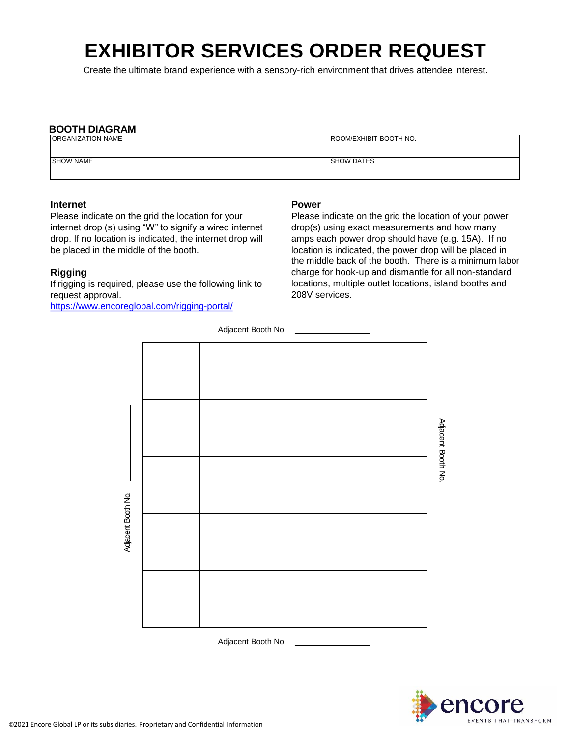# EXHIBITOR SERVICES ORDER REQUEST

Create the ultimate brand experience with a sensory-rich environment that drives attendee interest.

## BOOTH DIAGRAM

| | |
|---|---|
| ORGANIZATION NAME | ROOM/EXHIBIT BOOTH NO. |
| SHOW NAME | SHOW DATES |

### Internet

Please indicate on the grid the location for your internet drop (s) using "W" to signify a wired internet drop. If no location is indicated, the internet drop will be placed in the middle of the booth.

### Rigging

If rigging is required, please use the following link to request approval.
https://www.encoreglobal.com/rigging-portal/

### Power

Please indicate on the grid the location of your power drop(s) using exact measurements and how many amps each power drop should have (e.g. 15A). If no location is indicated, the power drop will be placed in the middle back of the booth. There is a minimum labor charge for hook-up and dismantle for all non-standard locations, multiple outlet locations, island booths and 208V services.

Adjacent Booth No. ______________

| | | | | | | | | | |
|---|---|---|---|---|---|---|---|---|---|
| | | | | | | | | | |
| | | | | | | | | | |
| | | | | | | | | | |
| | | | | | | | | | |
| | | | | | | | | | |
| | | | | | | | | | |
| | | | | | | | | | |
| | | | | | | | | | |
| | | | | | | | | | |
| | | | | | | | | | |

Adjacent Booth No. ______________ (left)

Adjacent Booth No. ______________ (right)

Adjacent Booth No. ______________

©2021 Encore Global LP or its subsidiaries. Proprietary and Confidential Information

encore
EVENTS THAT TRANSFORM